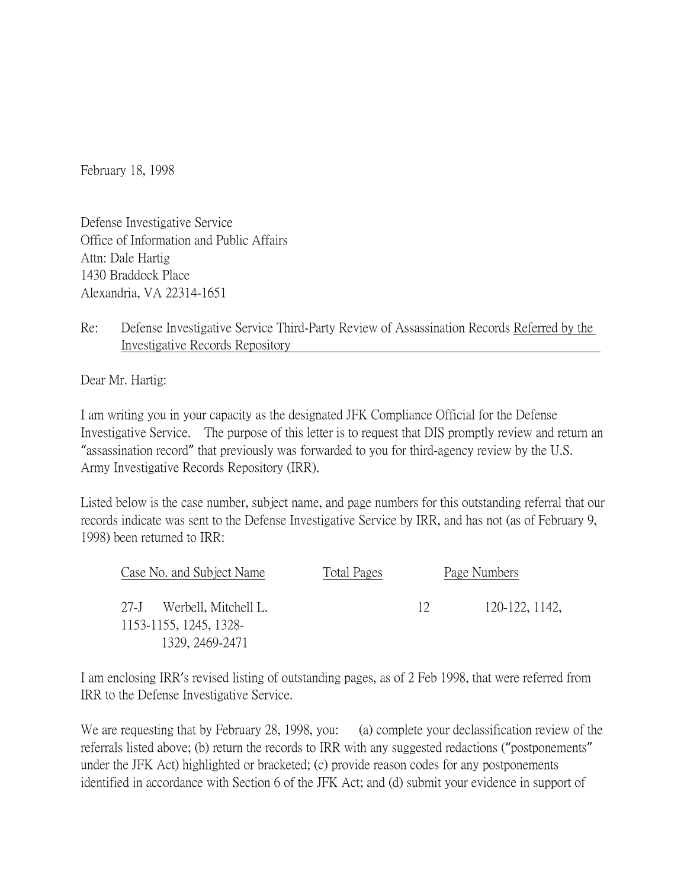February 18, 1998

Defense Investigative Service
Office of Information and Public Affairs
Attn: Dale Hartig
1430 Braddock Place
Alexandria, VA 22314-1651

Re: Defense Investigative Service Third-Party Review of Assassination Records Referred by the Investigative Records Repository

Dear Mr. Hartig:

I am writing you in your capacity as the designated JFK Compliance Official for the Defense Investigative Service. The purpose of this letter is to request that DIS promptly review and return an "assassination record" that previously was forwarded to you for third-agency review by the U.S. Army Investigative Records Repository (IRR).

Listed below is the case number, subject name, and page numbers for this outstanding referral that our records indicate was sent to the Defense Investigative Service by IRR, and has not (as of February 9, 1998) been returned to IRR:

| Case No. and Subject Name | Total Pages | Page Numbers |
|---|---|---|
| 27-J Werbell, Mitchell L. | 12 | 120-122, 1142, 1153-1155, 1245, 1328-1329, 2469-2471 |

I am enclosing IRR's revised listing of outstanding pages, as of 2 Feb 1998, that were referred from IRR to the Defense Investigative Service.

We are requesting that by February 28, 1998, you: (a) complete your declassification review of the referrals listed above; (b) return the records to IRR with any suggested redactions ("postponements" under the JFK Act) highlighted or bracketed; (c) provide reason codes for any postponements identified in accordance with Section 6 of the JFK Act; and (d) submit your evidence in support of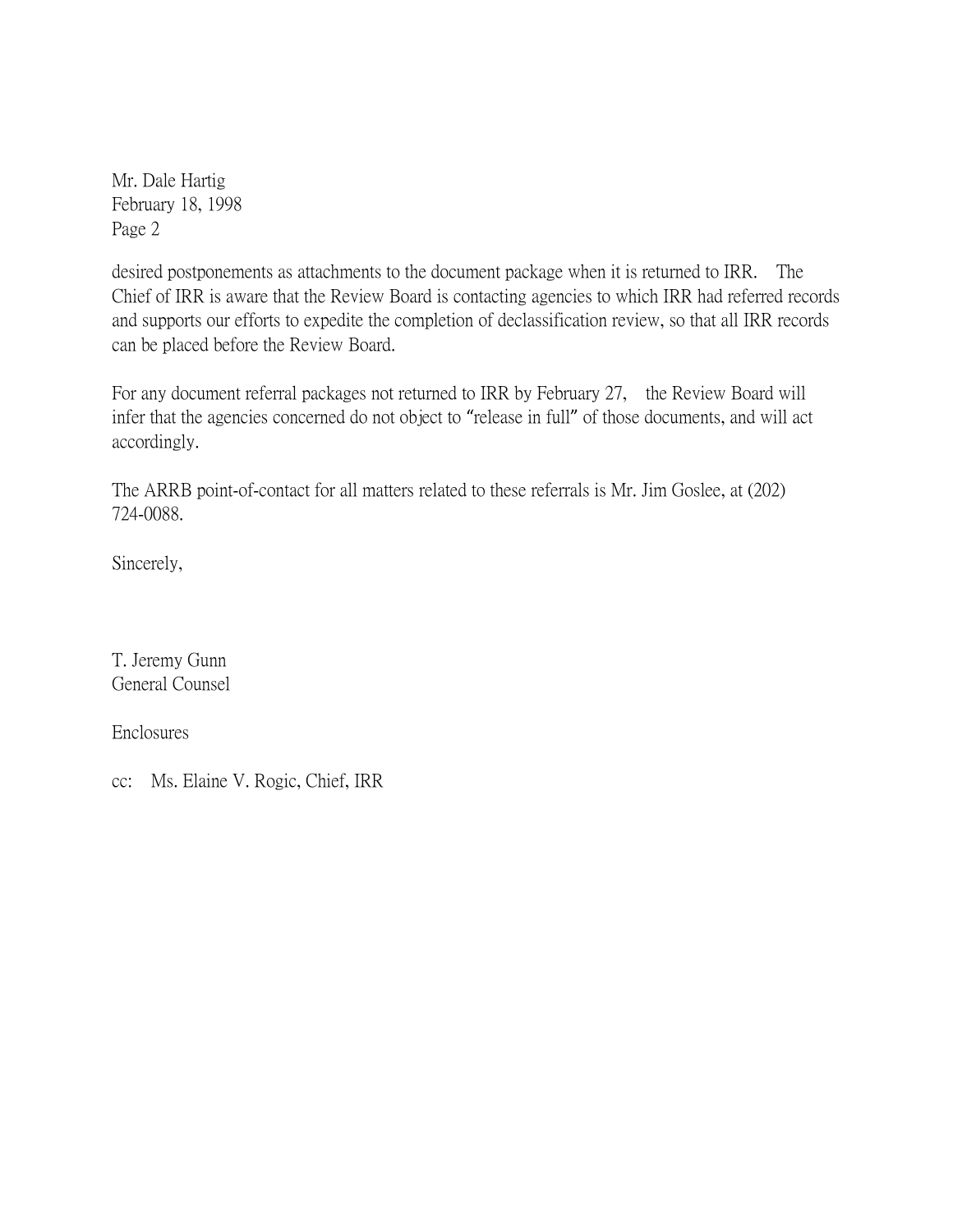Mr. Dale Hartig
February 18, 1998
Page 2

desired postponements as attachments to the document package when it is returned to IRR. The Chief of IRR is aware that the Review Board is contacting agencies to which IRR had referred records and supports our efforts to expedite the completion of declassification review, so that all IRR records can be placed before the Review Board.

For any document referral packages not returned to IRR by February 27, the Review Board will infer that the agencies concerned do not object to "release in full" of those documents, and will act accordingly.

The ARRB point-of-contact for all matters related to these referrals is Mr. Jim Goslee, at (202) 724-0088.

Sincerely,

T. Jeremy Gunn
General Counsel

Enclosures

cc: Ms. Elaine V. Rogic, Chief, IRR